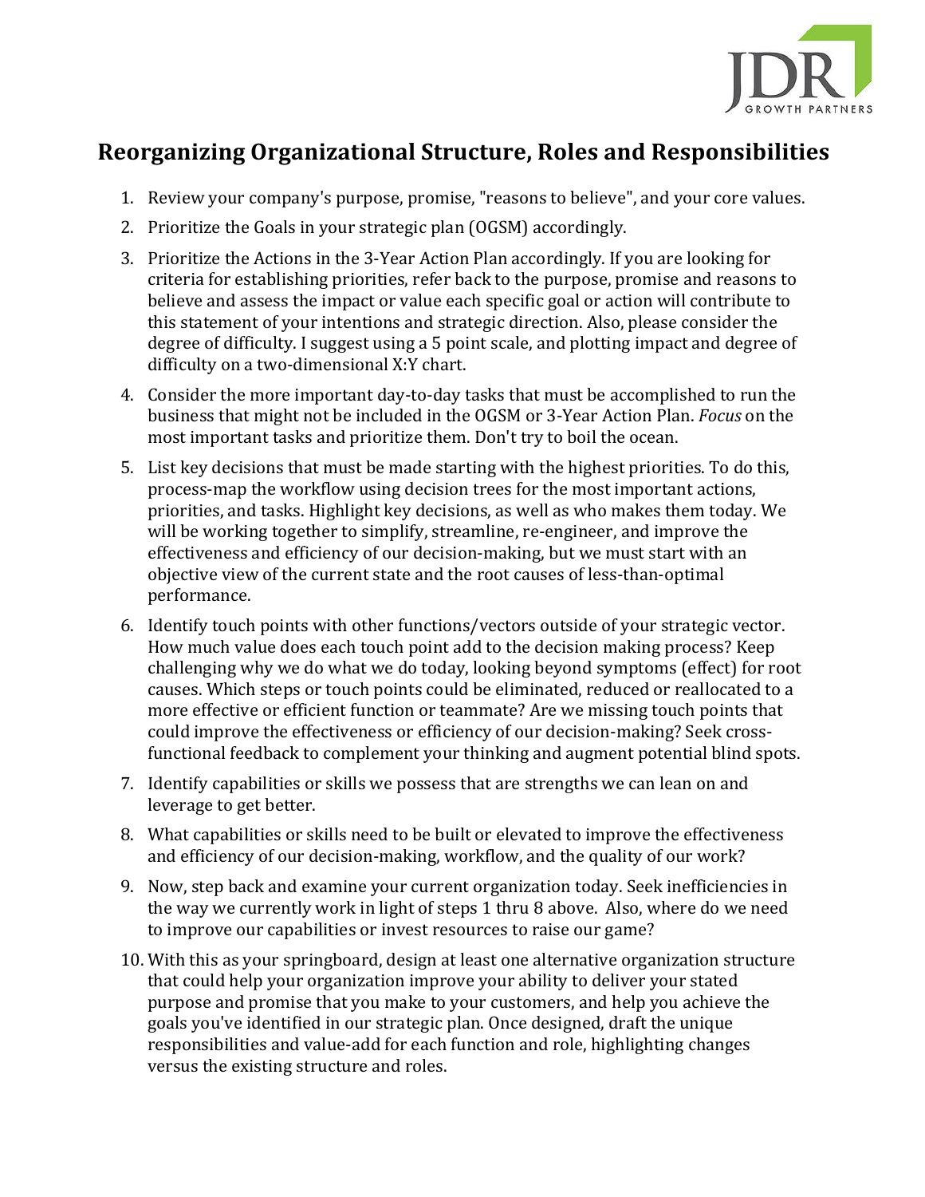# Reorganizing Organizational Structure, Roles and Responsibilities

1. Review your company's purpose, promise, "reasons to believe", and your core values.
2. Prioritize the Goals in your strategic plan (OGSM) accordingly.
3. Prioritize the Actions in the 3-Year Action Plan accordingly. If you are looking for criteria for establishing priorities, refer back to the purpose, promise and reasons to believe and assess the impact or value each specific goal or action will contribute to this statement of your intentions and strategic direction. Also, please consider the degree of difficulty. I suggest using a 5 point scale, and plotting impact and degree of difficulty on a two-dimensional X:Y chart.
4. Consider the more important day-to-day tasks that must be accomplished to run the business that might not be included in the OGSM or 3-Year Action Plan. *Focus* on the most important tasks and prioritize them. Don't try to boil the ocean.
5. List key decisions that must be made starting with the highest priorities. To do this, process-map the workflow using decision trees for the most important actions, priorities, and tasks. Highlight key decisions, as well as who makes them today. We will be working together to simplify, streamline, re-engineer, and improve the effectiveness and efficiency of our decision-making, but we must start with an objective view of the current state and the root causes of less-than-optimal performance.
6. Identify touch points with other functions/vectors outside of your strategic vector. How much value does each touch point add to the decision making process? Keep challenging why we do what we do today, looking beyond symptoms (effect) for root causes. Which steps or touch points could be eliminated, reduced or reallocated to a more effective or efficient function or teammate? Are we missing touch points that could improve the effectiveness or efficiency of our decision-making? Seek cross-functional feedback to complement your thinking and augment potential blind spots.
7. Identify capabilities or skills we possess that are strengths we can lean on and leverage to get better.
8. What capabilities or skills need to be built or elevated to improve the effectiveness and efficiency of our decision-making, workflow, and the quality of our work?
9. Now, step back and examine your current organization today. Seek inefficiencies in the way we currently work in light of steps 1 thru 8 above. Also, where do we need to improve our capabilities or invest resources to raise our game?
10. With this as your springboard, design at least one alternative organization structure that could help your organization improve your ability to deliver your stated purpose and promise that you make to your customers, and help you achieve the goals you've identified in our strategic plan. Once designed, draft the unique responsibilities and value-add for each function and role, highlighting changes versus the existing structure and roles.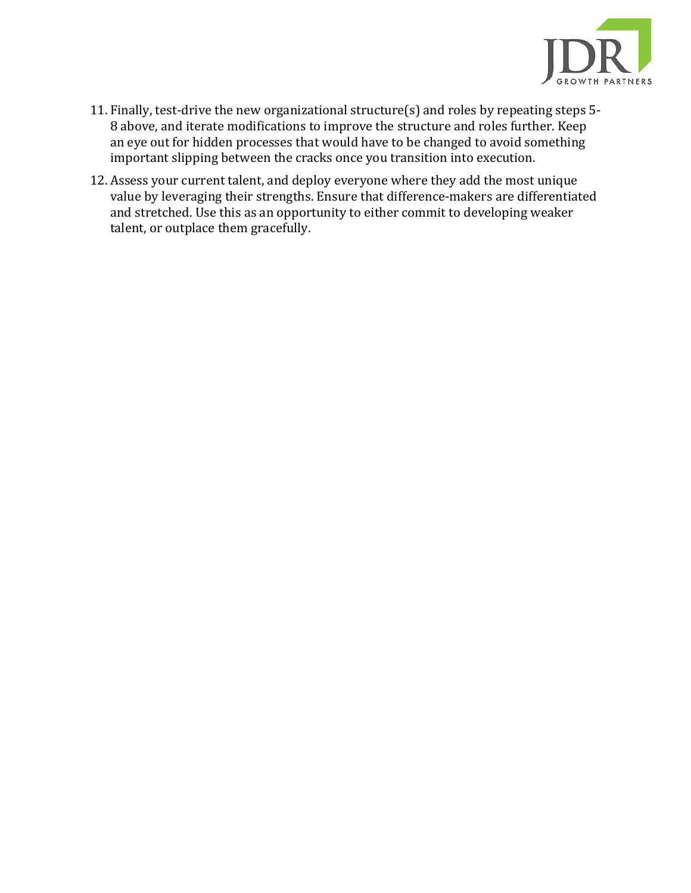11. Finally, test-drive the new organizational structure(s) and roles by repeating steps 5-8 above, and iterate modifications to improve the structure and roles further. Keep an eye out for hidden processes that would have to be changed to avoid something important slipping between the cracks once you transition into execution.

12. Assess your current talent, and deploy everyone where they add the most unique value by leveraging their strengths. Ensure that difference-makers are differentiated and stretched. Use this as an opportunity to either commit to developing weaker talent, or outplace them gracefully.